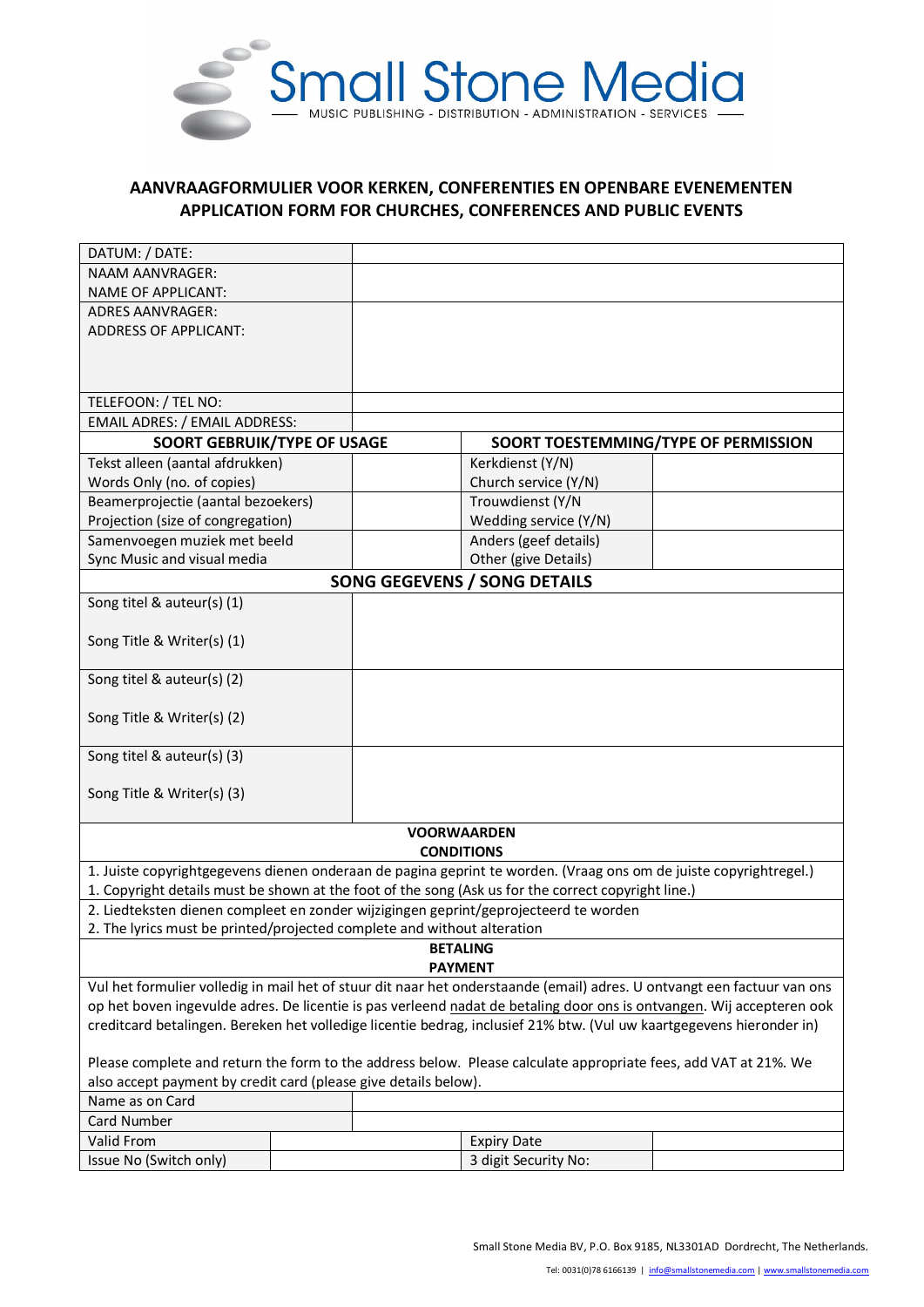# Small Stone Media

MUSIC PUBLISHING - DISTRIBUTION - ADMINISTRATION - SERVICES

## AANVRAAGFORMULIER VOOR KERKEN, CONFERENTIES EN OPENBARE EVENEMENTEN
## APPLICATION FORM FOR CHURCHES, CONFERENCES AND PUBLIC EVENTS

| | |
|---|---|
| DATUM: / DATE: | |
| NAAM AANVRAGER:<br>NAME OF APPLICANT: | |
| ADRES AANVRAGER:<br>ADDRESS OF APPLICANT: | |
| TELEFOON: / TEL NO: | |
| EMAIL ADRES: / EMAIL ADDRESS: | |

| **SOORT GEBRUIK/TYPE OF USAGE** | | **SOORT TOESTEMMING/TYPE OF PERMISSION** | |
|---|---|---|---|
| Tekst alleen (aantal afdrukken)<br>Words Only (no. of copies) | | Kerkdienst (Y/N)<br>Church service (Y/N) | |
| Beamerprojectie (aantal bezoekers)<br>Projection (size of congregation) | | Trouwdienst (Y/N<br>Wedding service (Y/N) | |
| Samenvoegen muziek met beeld<br>Sync Music and visual media | | Anders (geef details)<br>Other (give Details) | |

**SONG GEGEVENS / SONG DETAILS**

| | |
|---|---|
| Song titel & auteur(s) (1)<br><br>Song Title & Writer(s) (1) | |
| Song titel & auteur(s) (2)<br><br>Song Title & Writer(s) (2) | |
| Song titel & auteur(s) (3)<br><br>Song Title & Writer(s) (3) | |

**VOORWAARDEN**
**CONDITIONS**

1. Juiste copyrightgegevens dienen onderaan de pagina geprint te worden. (Vraag ons om de juiste copyrightregel.)
1. Copyright details must be shown at the foot of the song (Ask us for the correct copyright line.)

2. Liedteksten dienen compleet en zonder wijzigingen geprint/geprojecteerd te worden
2. The lyrics must be printed/projected complete and without alteration

**BETALING**
**PAYMENT**

Vul het formulier volledig in mail het of stuur dit naar het onderstaande (email) adres. U ontvangt een factuur van ons op het boven ingevulde adres. De licentie is pas verleend nadat de betaling door ons is ontvangen. Wij accepteren ook creditcard betalingen. Bereken het volledige licentie bedrag, inclusief 21% btw. (Vul uw kaartgegevens hieronder in)

Please complete and return the form to the address below. Please calculate appropriate fees, add VAT at 21%. We also accept payment by credit card (please give details below).

| | | | |
|---|---|---|---|
| Name as on Card | | | |
| Card Number | | | |
| Valid From | | Expiry Date | |
| Issue No (Switch only) | | 3 digit Security No: | |

Small Stone Media BV, P.O. Box 9185, NL3301AD Dordrecht, The Netherlands.

Tel: 0031(0)78 6166139 | info@smallstonemedia.com | www.smallstonemedia.com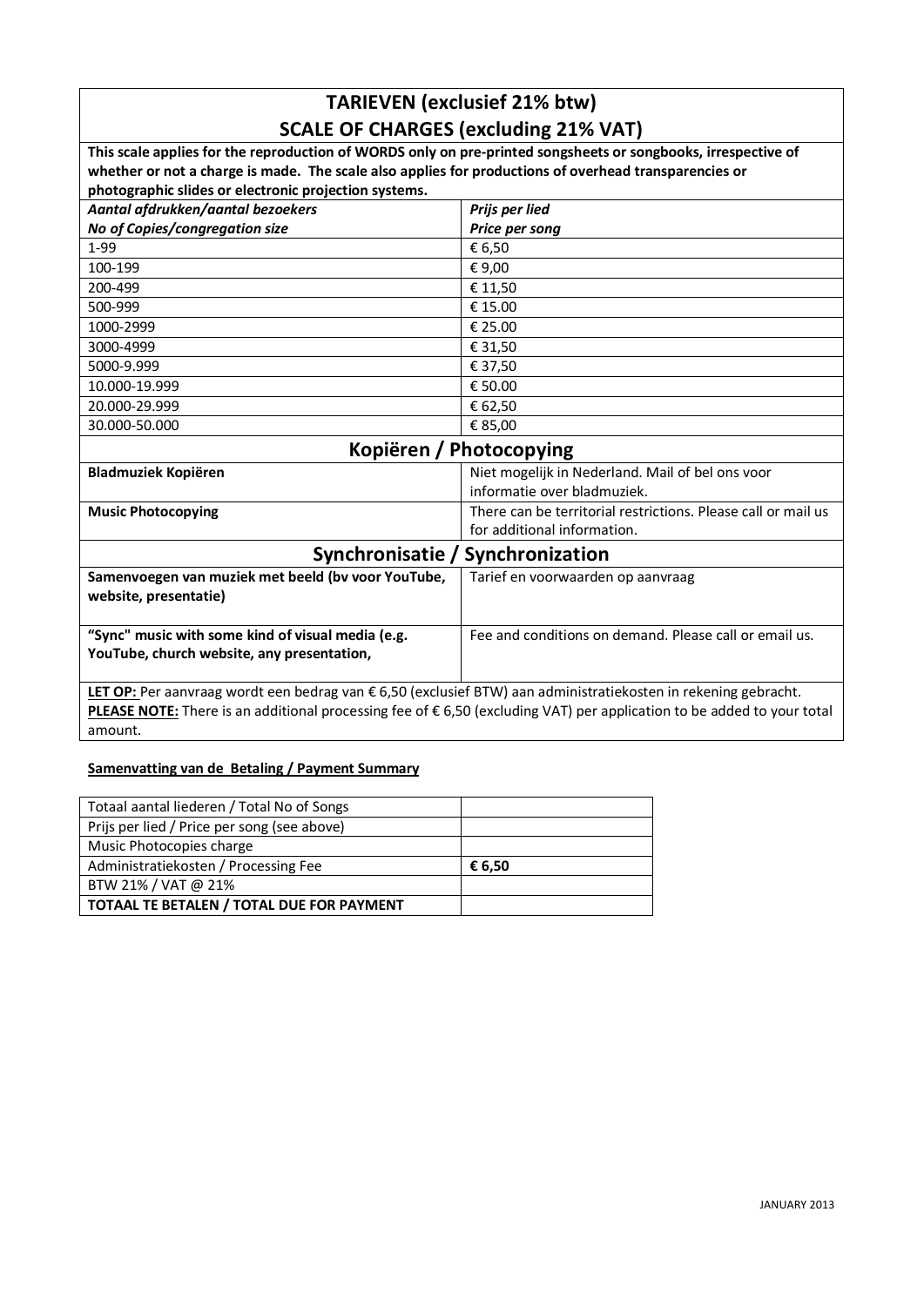## TARIEVEN (exclusief 21% btw)
## SCALE OF CHARGES (excluding 21% VAT)

**This scale applies for the reproduction of WORDS only on pre-printed songsheets or songbooks, irrespective of whether or not a charge is made. The scale also applies for productions of overhead transparencies or photographic slides or electronic projection systems.**

| ***Aantal afdrukken/aantal bezoekers***<br>***No of Copies/congregation size*** | ***Prijs per lied***<br>***Price per song*** |
|---|---|
| 1-99 | € 6,50 |
| 100-199 | € 9,00 |
| 200-499 | € 11,50 |
| 500-999 | € 15.00 |
| 1000-2999 | € 25.00 |
| 3000-4999 | € 31,50 |
| 5000-9.999 | € 37,50 |
| 10.000-19.999 | € 50.00 |
| 20.000-29.999 | € 62,50 |
| 30.000-50.000 | € 85,00 |

## Kopiëren / Photocopying

| | |
|---|---|
| **Bladmuziek Kopiëren** | Niet mogelijk in Nederland. Mail of bel ons voor informatie over bladmuziek. |
| **Music Photocopying** | There can be territorial restrictions. Please call or mail us for additional information. |

## Synchronisatie / Synchronization

| | |
|---|---|
| **Samenvoegen van muziek met beeld (bv voor YouTube, website, presentatie)** | Tarief en voorwaarden op aanvraag |
| **"Sync" music with some kind of visual media (e.g. YouTube, church website, any presentation,** | Fee and conditions on demand. Please call or email us. |

**LET OP:** Per aanvraag wordt een bedrag van € 6,50 (exclusief BTW) aan administratiekosten in rekening gebracht.
**PLEASE NOTE:** There is an additional processing fee of € 6,50 (excluding VAT) per application to be added to your total amount.

**Samenvatting van de Betaling / Payment Summary**

| | |
|---|---|
| Totaal aantal liederen / Total No of Songs | |
| Prijs per lied / Price per song (see above) | |
| Music Photocopies charge | |
| Administratiekosten / Processing Fee | **€ 6,50** |
| BTW 21% / VAT @ 21% | |
| **TOTAAL TE BETALEN / TOTAL DUE FOR PAYMENT** | |

JANUARY 2013